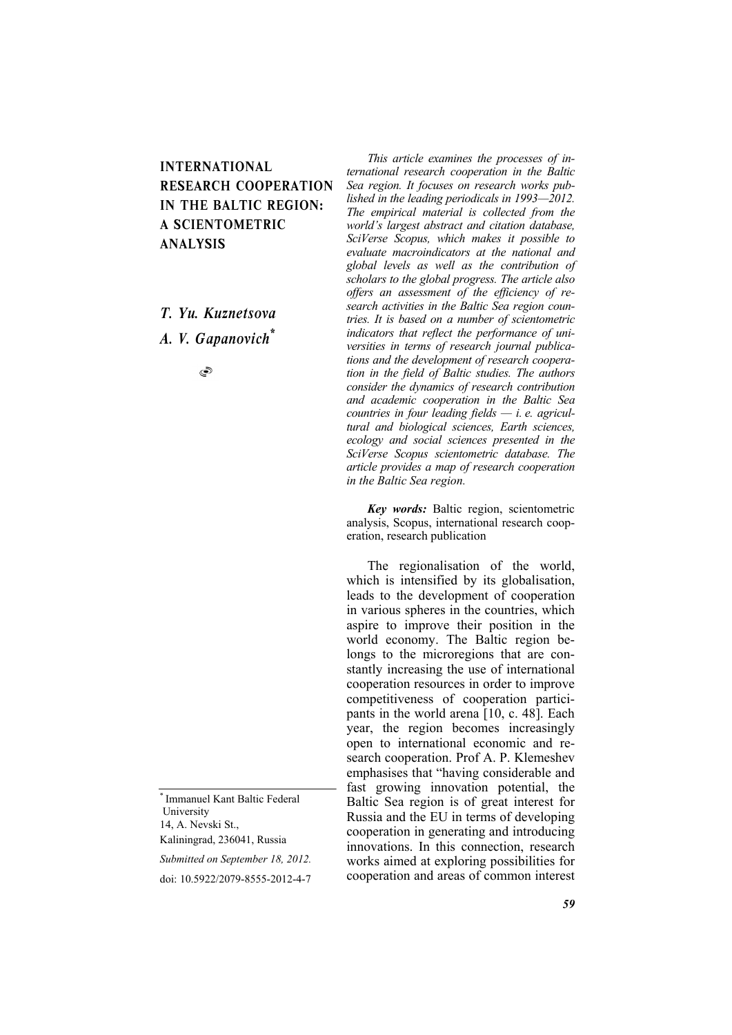# INTERNATIONAL RESEARCH COOPERATION IN THE BALTIC REGION: A SCIENTOMETRIC ANALYSIS

*T. Yu. Kuznetsova*

*A. V. Gapanovich*[*]

*This article examines the processes of international research cooperation in the Baltic Sea region. It focuses on research works published in the leading periodicals in 1993—2012. The empirical material is collected from the world's largest abstract and citation database, SciVerse Scopus, which makes it possible to evaluate macroindicators at the national and global levels as well as the contribution of scholars to the global progress. The article also offers an assessment of the efficiency of research activities in the Baltic Sea region countries. It is based on a number of scientometric indicators that reflect the performance of universities in terms of research journal publications and the development of research cooperation in the field of Baltic studies. The authors consider the dynamics of research contribution and academic cooperation in the Baltic Sea countries in four leading fields — i. e. agricultural and biological sciences, Earth sciences, ecology and social sciences presented in the SciVerse Scopus scientometric database. The article provides a map of research cooperation in the Baltic Sea region.*

***Key words:*** Baltic region, scientometric analysis, Scopus, international research cooperation, research publication

The regionalisation of the world, which is intensified by its globalisation, leads to the development of cooperation in various spheres in the countries, which aspire to improve their position in the world economy. The Baltic region belongs to the microregions that are constantly increasing the use of international cooperation resources in order to improve competitiveness of cooperation participants in the world arena [10, c. 48]. Each year, the region becomes increasingly open to international economic and research cooperation. Prof A. P. Klemeshev emphasises that "having considerable and fast growing innovation potential, the Baltic Sea region is of great interest for Russia and the EU in terms of developing cooperation in generating and introducing innovations. In this connection, research works aimed at exploring possibilities for cooperation and areas of common interest

[*] Immanuel Kant Baltic Federal University
14, A. Nevski St.,
Kaliningrad, 236041, Russia

*Submitted on September 18, 2012.*

doi: 10.5922/2079-8555-2012-4-7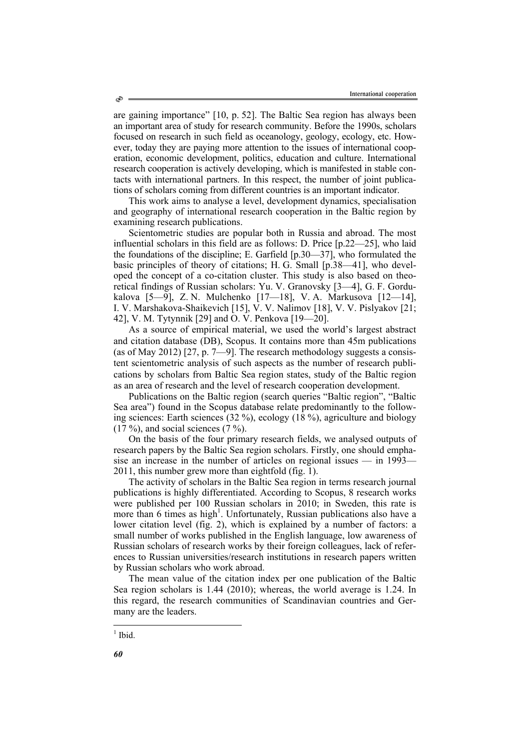are gaining importance" [10, p. 52]. The Baltic Sea region has always been an important area of study for research community. Before the 1990s, scholars focused on research in such field as oceanology, geology, ecology, etc. However, today they are paying more attention to the issues of international cooperation, economic development, politics, education and culture. International research cooperation is actively developing, which is manifested in stable contacts with international partners. In this respect, the number of joint publications of scholars coming from different countries is an important indicator.

This work aims to analyse a level, development dynamics, specialisation and geography of international research cooperation in the Baltic region by examining research publications.

Scientometric studies are popular both in Russia and abroad. The most influential scholars in this field are as follows: D. Price [p.22—25], who laid the foundations of the discipline; E. Garfield [p.30—37], who formulated the basic principles of theory of citations; H. G. Small [p.38—41], who developed the concept of a co-citation cluster. This study is also based on theoretical findings of Russian scholars: Yu. V. Granovsky [3—4], G. F. Gordukalova [5—9], Z. N. Mulchenko [17—18], V. A. Markusova [12—14], I. V. Marshakova-Shaikevich [15], V. V. Nalimov [18], V. V. Pislyakov [21; 42], V. M. Tytynnik [29] and O. V. Penkova [19—20].

As a source of empirical material, we used the world's largest abstract and citation database (DB), Scopus. It contains more than 45m publications (as of May 2012) [27, p. 7—9]. The research methodology suggests a consistent scientometric analysis of such aspects as the number of research publications by scholars from Baltic Sea region states, study of the Baltic region as an area of research and the level of research cooperation development.

Publications on the Baltic region (search queries "Baltic region", "Baltic Sea area") found in the Scopus database relate predominantly to the following sciences: Earth sciences (32 %), ecology (18 %), agriculture and biology (17 %), and social sciences (7 %).

On the basis of the four primary research fields, we analysed outputs of research papers by the Baltic Sea region scholars. Firstly, one should emphasise an increase in the number of articles on regional issues — in 1993—2011, this number grew more than eightfold (fig. 1).

The activity of scholars in the Baltic Sea region in terms research journal publications is highly differentiated. According to Scopus, 8 research works were published per 100 Russian scholars in 2010; in Sweden, this rate is more than 6 times as high[1]. Unfortunately, Russian publications also have a lower citation level (fig. 2), which is explained by a number of factors: a small number of works published in the English language, low awareness of Russian scholars of research works by their foreign colleagues, lack of references to Russian universities/research institutions in research papers written by Russian scholars who work abroad.

The mean value of the citation index per one publication of the Baltic Sea region scholars is 1.44 (2010); whereas, the world average is 1.24. In this regard, the research communities of Scandinavian countries and Germany are the leaders.

[1] Ibid.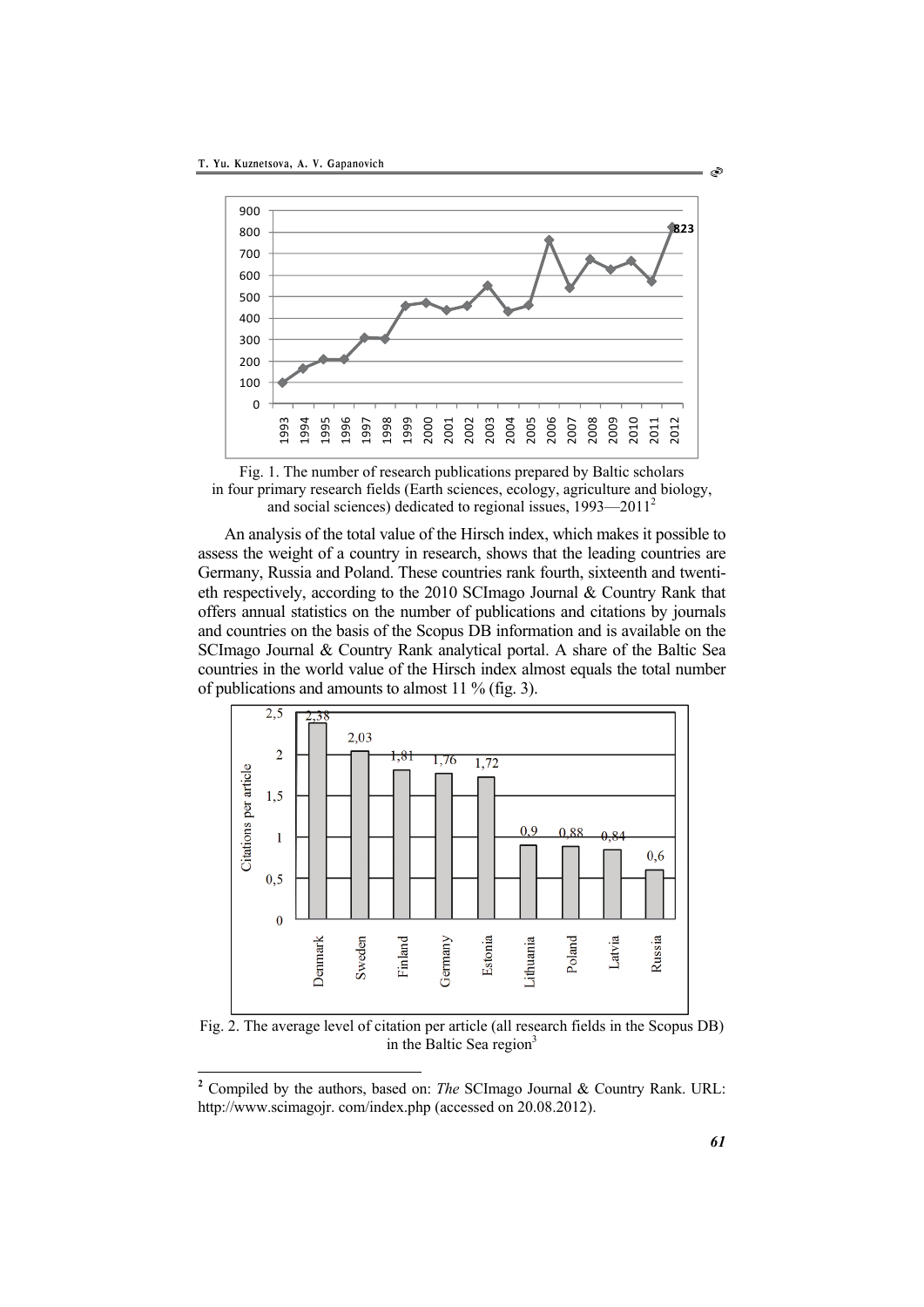Fig. 1. The number of research publications prepared by Baltic scholars in four primary research fields (Earth sciences, ecology, agriculture and biology, and social sciences) dedicated to regional issues, 1993—2011[2]

An analysis of the total value of the Hirsch index, which makes it possible to assess the weight of a country in research, shows that the leading countries are Germany, Russia and Poland. These countries rank fourth, sixteenth and twentieth respectively, according to the 2010 SCImago Journal & Country Rank that offers annual statistics on the number of publications and citations by journals and countries on the basis of the Scopus DB information and is available on the SCImago Journal & Country Rank analytical portal. A share of the Baltic Sea countries in the world value of the Hirsch index almost equals the total number of publications and amounts to almost 11 % (fig. 3).

Fig. 2. The average level of citation per article (all research fields in the Scopus DB) in the Baltic Sea region[3]

[2] Compiled by the authors, based on: *The* SCImago Journal & Country Rank. URL: http://www.scimagojr. com/index.php (accessed on 20.08.2012).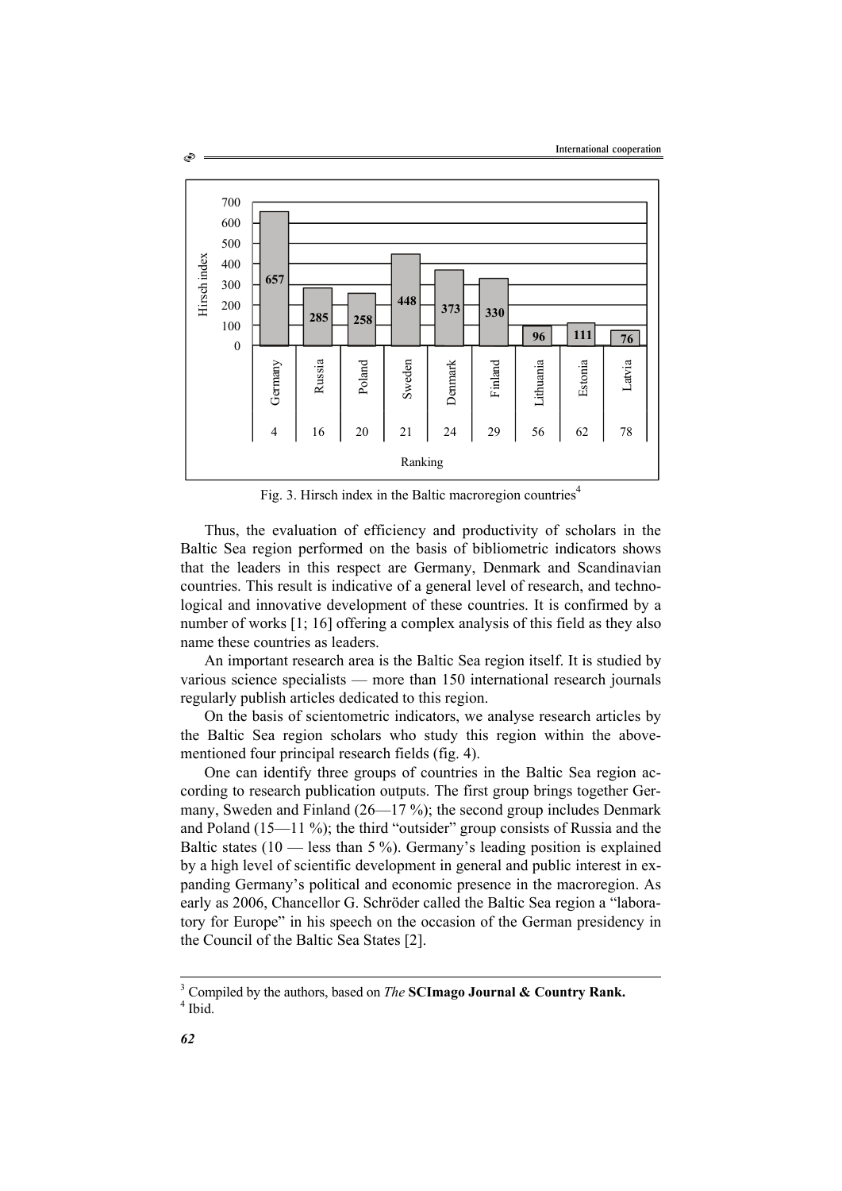| Country | Germany | Russia | Poland | Sweden | Denmark | Finland | Lithuania | Estonia | Latvia |
|---|---|---|---|---|---|---|---|---|---|
| Hirsch index | 657 | 285 | 258 | 448 | 373 | 330 | 96 | 111 | 76 |
| Ranking | 4 | 16 | 20 | 21 | 24 | 29 | 56 | 62 | 78 |

Fig. 3. Hirsch index in the Baltic macroregion countries[4]

Thus, the evaluation of efficiency and productivity of scholars in the Baltic Sea region performed on the basis of bibliometric indicators shows that the leaders in this respect are Germany, Denmark and Scandinavian countries. This result is indicative of a general level of research, and technological and innovative development of these countries. It is confirmed by a number of works [1; 16] offering a complex analysis of this field as they also name these countries as leaders.

An important research area is the Baltic Sea region itself. It is studied by various science specialists — more than 150 international research journals regularly publish articles dedicated to this region.

On the basis of scientometric indicators, we analyse research articles by the Baltic Sea region scholars who study this region within the above-mentioned four principal research fields (fig. 4).

One can identify three groups of countries in the Baltic Sea region according to research publication outputs. The first group brings together Germany, Sweden and Finland (26—17 %); the second group includes Denmark and Poland (15—11 %); the third "outsider" group consists of Russia and the Baltic states (10 — less than 5 %). Germany's leading position is explained by a high level of scientific development in general and public interest in expanding Germany's political and economic presence in the macroregion. As early as 2006, Chancellor G. Schröder called the Baltic Sea region a "laboratory for Europe" in his speech on the occasion of the German presidency in the Council of the Baltic Sea States [2].

---

[3] Compiled by the authors, based on *The* **SCImago Journal & Country Rank.**

[4] Ibid.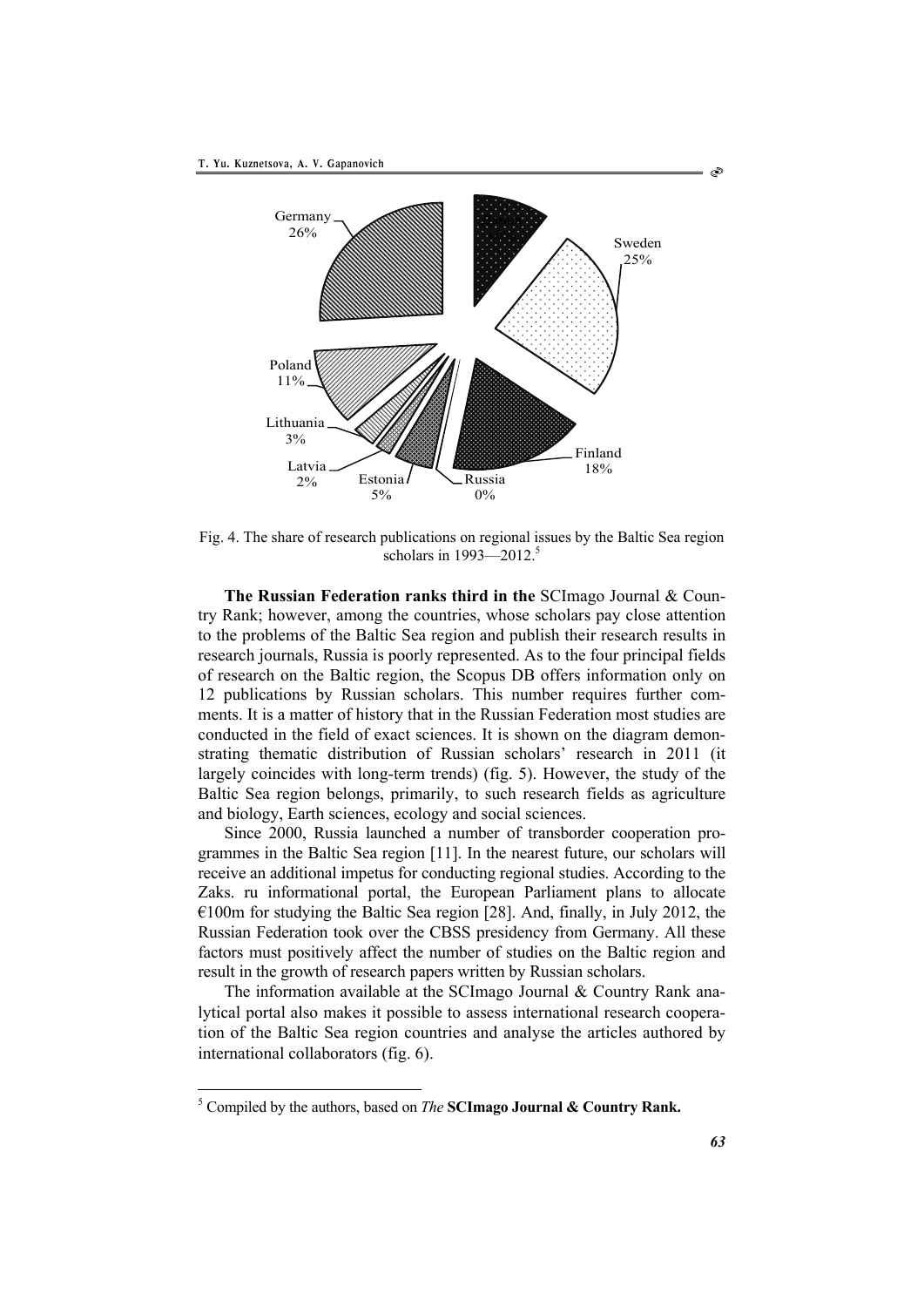Fig. 4. The share of research publications on regional issues by the Baltic Sea region scholars in 1993—2012.[5]

**The Russian Federation ranks third in the** SCImago Journal & Country Rank; however, among the countries, whose scholars pay close attention to the problems of the Baltic Sea region and publish their research results in research journals, Russia is poorly represented. As to the four principal fields of research on the Baltic region, the Scopus DB offers information only on 12 publications by Russian scholars. This number requires further comments. It is a matter of history that in the Russian Federation most studies are conducted in the field of exact sciences. It is shown on the diagram demonstrating thematic distribution of Russian scholars' research in 2011 (it largely coincides with long-term trends) (fig. 5). However, the study of the Baltic Sea region belongs, primarily, to such research fields as agriculture and biology, Earth sciences, ecology and social sciences.

Since 2000, Russia launched a number of transborder cooperation programmes in the Baltic Sea region [11]. In the nearest future, our scholars will receive an additional impetus for conducting regional studies. According to the Zaks. ru informational portal, the European Parliament plans to allocate €100m for studying the Baltic Sea region [28]. And, finally, in July 2012, the Russian Federation took over the CBSS presidency from Germany. All these factors must positively affect the number of studies on the Baltic region and result in the growth of research papers written by Russian scholars.

The information available at the SCImago Journal & Country Rank analytical portal also makes it possible to assess international research cooperation of the Baltic Sea region countries and analyse the articles authored by international collaborators (fig. 6).

[5] Compiled by the authors, based on *The* **SCImago Journal & Country Rank.**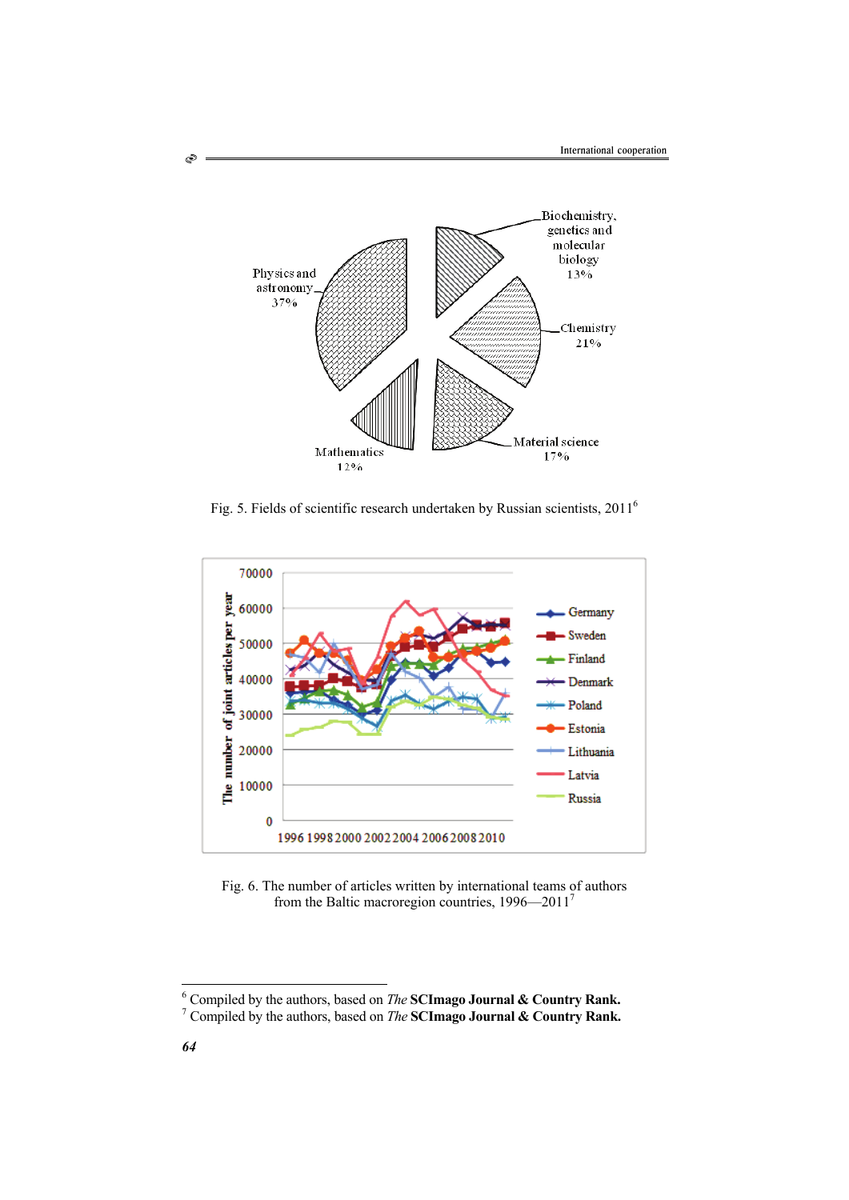Fig. 5. Fields of scientific research undertaken by Russian scientists, 2011[6]

Fig. 6. The number of articles written by international teams of authors from the Baltic macroregion countries, 1996—2011[7]

---

[6] Compiled by the authors, based on *The* **SCImago Journal & Country Rank.**

[7] Compiled by the authors, based on *The* **SCImago Journal & Country Rank.**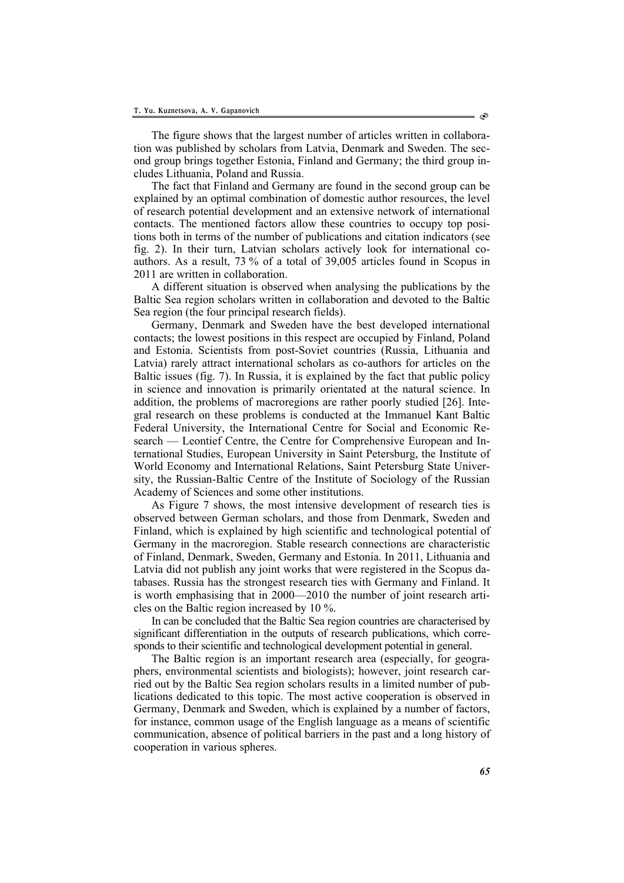The figure shows that the largest number of articles written in collaboration was published by scholars from Latvia, Denmark and Sweden. The second group brings together Estonia, Finland and Germany; the third group includes Lithuania, Poland and Russia.

The fact that Finland and Germany are found in the second group can be explained by an optimal combination of domestic author resources, the level of research potential development and an extensive network of international contacts. The mentioned factors allow these countries to occupy top positions both in terms of the number of publications and citation indicators (see fig. 2). In their turn, Latvian scholars actively look for international co-authors. As a result, 73 % of a total of 39,005 articles found in Scopus in 2011 are written in collaboration.

A different situation is observed when analysing the publications by the Baltic Sea region scholars written in collaboration and devoted to the Baltic Sea region (the four principal research fields).

Germany, Denmark and Sweden have the best developed international contacts; the lowest positions in this respect are occupied by Finland, Poland and Estonia. Scientists from post-Soviet countries (Russia, Lithuania and Latvia) rarely attract international scholars as co-authors for articles on the Baltic issues (fig. 7). In Russia, it is explained by the fact that public policy in science and innovation is primarily orientated at the natural science. In addition, the problems of macroregions are rather poorly studied [26]. Integral research on these problems is conducted at the Immanuel Kant Baltic Federal University, the International Centre for Social and Economic Research — Leontief Centre, the Centre for Comprehensive European and International Studies, European University in Saint Petersburg, the Institute of World Economy and International Relations, Saint Petersburg State University, the Russian-Baltic Centre of the Institute of Sociology of the Russian Academy of Sciences and some other institutions.

As Figure 7 shows, the most intensive development of research ties is observed between German scholars, and those from Denmark, Sweden and Finland, which is explained by high scientific and technological potential of Germany in the macroregion. Stable research connections are characteristic of Finland, Denmark, Sweden, Germany and Estonia. In 2011, Lithuania and Latvia did not publish any joint works that were registered in the Scopus databases. Russia has the strongest research ties with Germany and Finland. It is worth emphasising that in 2000—2010 the number of joint research articles on the Baltic region increased by 10 %.

In can be concluded that the Baltic Sea region countries are characterised by significant differentiation in the outputs of research publications, which corresponds to their scientific and technological development potential in general.

The Baltic region is an important research area (especially, for geographers, environmental scientists and biologists); however, joint research carried out by the Baltic Sea region scholars results in a limited number of publications dedicated to this topic. The most active cooperation is observed in Germany, Denmark and Sweden, which is explained by a number of factors, for instance, common usage of the English language as a means of scientific communication, absence of political barriers in the past and a long history of cooperation in various spheres.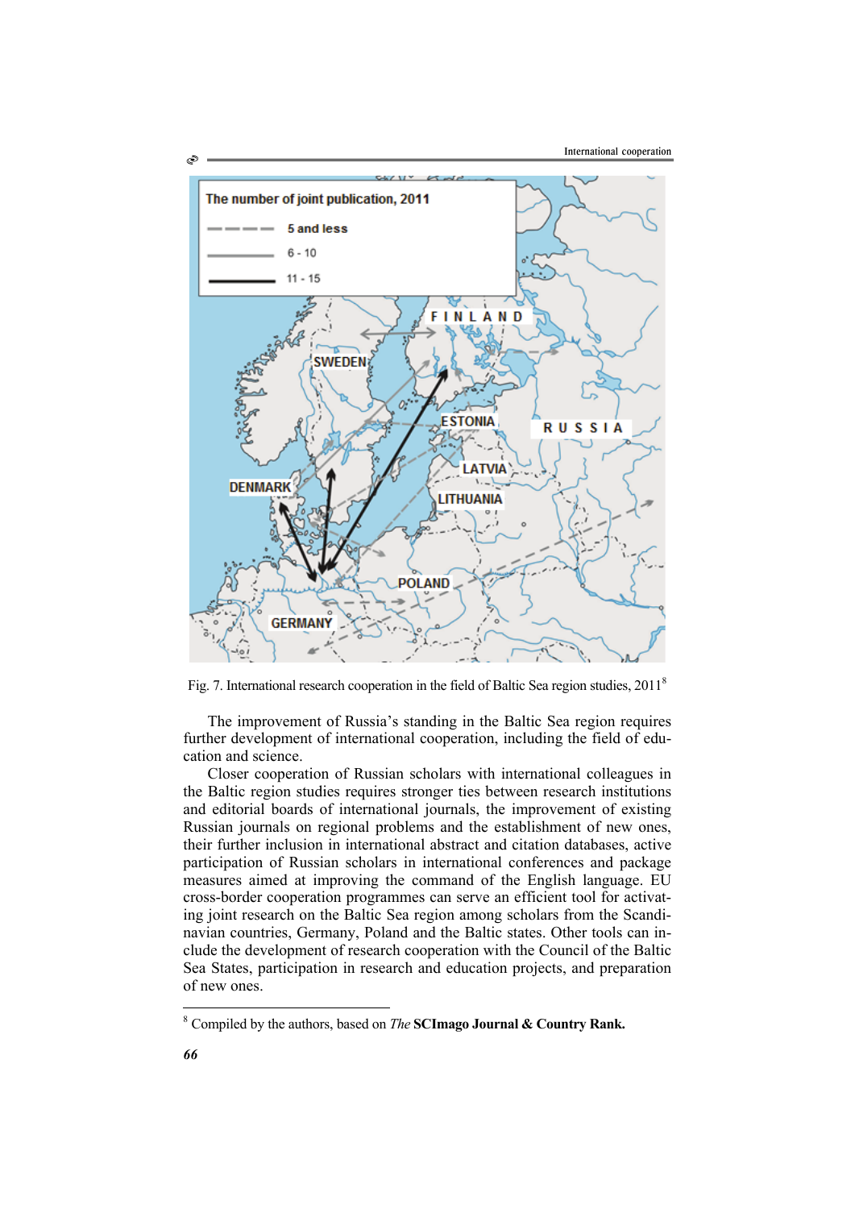Fig. 7. International research cooperation in the field of Baltic Sea region studies, 2011[8]

The improvement of Russia's standing in the Baltic Sea region requires further development of international cooperation, including the field of education and science.

Closer cooperation of Russian scholars with international colleagues in the Baltic region studies requires stronger ties between research institutions and editorial boards of international journals, the improvement of existing Russian journals on regional problems and the establishment of new ones, their further inclusion in international abstract and citation databases, active participation of Russian scholars in international conferences and package measures aimed at improving the command of the English language. EU cross-border cooperation programmes can serve an efficient tool for activating joint research on the Baltic Sea region among scholars from the Scandinavian countries, Germany, Poland and the Baltic states. Other tools can include the development of research cooperation with the Council of the Baltic Sea States, participation in research and education projects, and preparation of new ones.

[8] Compiled by the authors, based on *The* **SCImago Journal & Country Rank.**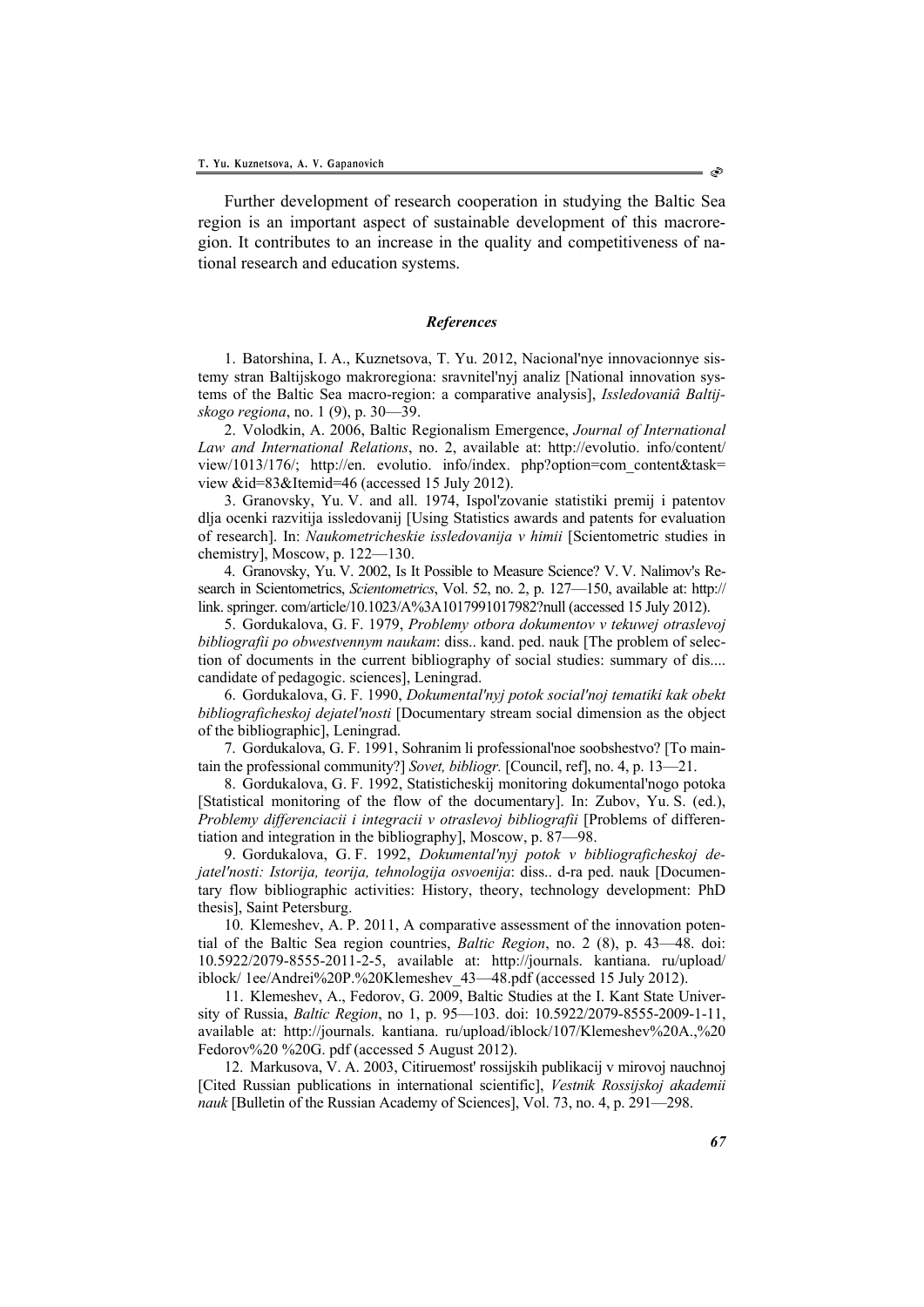Further development of research cooperation in studying the Baltic Sea region is an important aspect of sustainable development of this macroregion. It contributes to an increase in the quality and competitiveness of national research and education systems.

### *References*

1. Batorshina, I. A., Kuznetsova, T. Yu. 2012, Nacional'nye innovacionnye sistemy stran Baltijskogo makroregiona: sravnitel'nyj analiz [National innovation systems of the Baltic Sea macro-region: a comparative analysis], *Issledovaniâ Baltijskogo regiona*, no. 1 (9), p. 30—39.

2. Volodkin, A. 2006, Baltic Regionalism Emergence, *Journal of International Law and International Relations*, no. 2, available at: http://evolutio. info/content/ view/1013/176/; http://en. evolutio. info/index. php?option=com_content&task= view &id=83&Itemid=46 (accessed 15 July 2012).

3. Granovsky, Yu. V. and all. 1974, Ispol'zovanie statistiki premij i patentov dlja ocenki razvitija issledovanij [Using Statistics awards and patents for evaluation of research]. In: *Naukometricheskie issledovanija v himii* [Scientometric studies in chemistry], Moscow, p. 122—130.

4. Granovsky, Yu. V. 2002, Is It Possible to Measure Science? V. V. Nalimov's Research in Scientometrics, *Scientometrics*, Vol. 52, no. 2, p. 127—150, available at: http:// link. springer. com/article/10.1023/A%3A1017991017982?null (accessed 15 July 2012).

5. Gordukalova, G. F. 1979, *Problemy otbora dokumentov v tekuwej otraslevoj bibliografii po obwestvennym naukam*: diss.. kand. ped. nauk [The problem of selection of documents in the current bibliography of social studies: summary of dis.... candidate of pedagogic. sciences], Leningrad.

6. Gordukalova, G. F. 1990, *Dokumental'nyj potok social'noj tematiki kak obekt bibliograficheskoj dejatel'nosti* [Documentary stream social dimension as the object of the bibliographic], Leningrad.

7. Gordukalova, G. F. 1991, Sohranim li professional'noe soobshestvo? [To maintain the professional community?] *Sovet, bibliogr.* [Council, ref], no. 4, p. 13—21.

8. Gordukalova, G. F. 1992, Statisticheskij monitoring dokumental'nogo potoka [Statistical monitoring of the flow of the documentary]. In: Zubov, Yu. S. (ed.), *Problemy differenciacii i integracii v otraslevoj bibliografii* [Problems of differentiation and integration in the bibliography], Moscow, p. 87—98.

9. Gordukalova, G. F. 1992, *Dokumental'nyj potok v bibliograficheskoj dejatel'nosti: Istorija, teorija, tehnologija osvoenija*: diss.. d-ra ped. nauk [Documentary flow bibliographic activities: History, theory, technology development: PhD thesis], Saint Petersburg.

10. Klemeshev, A. P. 2011, A comparative assessment of the innovation potential of the Baltic Sea region countries, *Baltic Region*, no. 2 (8), p. 43—48. doi: 10.5922/2079-8555-2011-2-5, available at: http://journals. kantiana. ru/upload/ iblock/ 1ee/Andrei%20P.%20Klemeshev_43—48.pdf (accessed 15 July 2012).

11. Klemeshev, A., Fedorov, G. 2009, Baltic Studies at the I. Kant State University of Russia, *Baltic Region*, no 1, p. 95—103. doi: 10.5922/2079-8555-2009-1-11, available at: http://journals. kantiana. ru/upload/iblock/107/Klemeshev%20A.,%20 Fedorov%20 %20G. pdf (accessed 5 August 2012).

12. Markusova, V. A. 2003, Citiruemost' rossijskih publikacij v mirovoj nauchnoj [Cited Russian publications in international scientific], *Vestnik Rossijskoj akademii nauk* [Bulletin of the Russian Academy of Sciences], Vol. 73, no. 4, p. 291—298.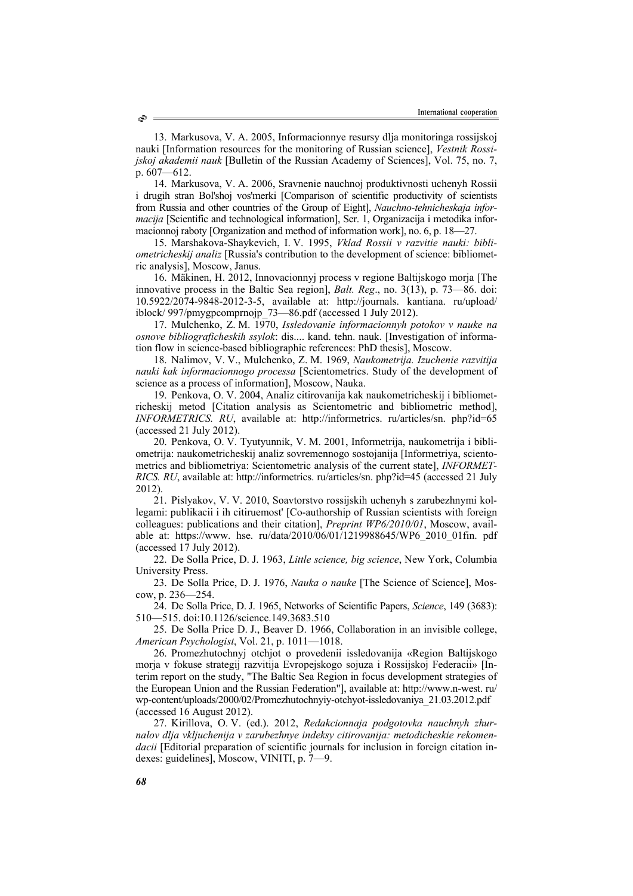13. Markusova, V. A. 2005, Informacionnye resursy dlja monitoringa rossijskoj nauki [Information resources for the monitoring of Russian science], *Vestnik Rossijskoj akademii nauk* [Bulletin of the Russian Academy of Sciences], Vol. 75, no. 7, p. 607—612.

14. Markusova, V. A. 2006, Sravnenie nauchnoj produktivnosti uchenyh Rossii i drugih stran Bol'shoj vos'merki [Comparison of scientific productivity of scientists from Russia and other countries of the Group of Eight], *Nauchno-tehnicheskaja informacija* [Scientific and technological information], Ser. 1, Organizacija i metodika informacionnoj raboty [Organization and method of information work], no. 6, p. 18—27.

15. Marshakova-Shaykevich, I. V. 1995, *Vklad Rossii v razvitie nauki: bibliometricheskij analiz* [Russia's contribution to the development of science: bibliometric analysis], Moscow, Janus.

16. Mäkinen, H. 2012, Innovacionnyj process v regione Baltijskogo morja [The innovative process in the Baltic Sea region], *Balt. Reg*., no. 3(13), p. 73—86. doi: 10.5922/2074-9848-2012-3-5, available at: http://journals. kantiana. ru/upload/ iblock/ 997/pmygpcomprnojp_73—86.pdf (accessed 1 July 2012).

17. Mulchenko, Z. M. 1970, *Issledovanie informacionnyh potokov v nauke na osnove bibliograficheskih ssylok*: dis.... kand. tehn. nauk. [Investigation of information flow in science-based bibliographic references: PhD thesis], Moscow.

18. Nalimov, V. V., Mulchenko, Z. M. 1969, *Naukometrija. Izuchenie razvitija nauki kak informacionnogo processa* [Scientometrics. Study of the development of science as a process of information], Moscow, Nauka.

19. Penkova, O. V. 2004, Analiz citirovanija kak naukometricheskij i bibliometricheskij metod [Citation analysis as Scientometric and bibliometric method], *INFORMETRICS. RU*, available at: http://informetrics. ru/articles/sn. php?id=65 (accessed 21 July 2012).

20. Penkova, O. V. Tyutyunnik, V. M. 2001, Informetrija, naukometrija i bibliometrija: naukometricheskij analiz sovremennogo sostojanija [Informetriya, scientometrics and bibliometriya: Scientometric analysis of the current state], *INFORMETRICS. RU*, available at: http://informetrics. ru/articles/sn. php?id=45 (accessed 21 July 2012).

21. Pislyakov, V. V. 2010, Soavtorstvo rossijskih uchenyh s zarubezhnymi kollegami: publikacii i ih citiruemost' [Co-authorship of Russian scientists with foreign colleagues: publications and their citation], *Preprint WP6/2010/01*, Moscow, available at: https://www. hse. ru/data/2010/06/01/1219988645/WP6_2010_01fin. pdf (accessed 17 July 2012).

22. De Solla Price, D. J. 1963, *Little science, big science*, New York, Columbia University Press.

23. De Solla Price, D. J. 1976, *Nauka o nauke* [The Science of Science], Moscow, p. 236—254.

24. De Solla Price, D. J. 1965, Networks of Scientific Papers, *Science*, 149 (3683): 510—515. doi:10.1126/science.149.3683.510

25. De Solla Price D. J., Beaver D. 1966, Collaboration in an invisible college, *American Psychologist*, Vol. 21, p. 1011—1018.

26. Promezhutochnyj otchjot o provedenii issledovanija «Region Baltijskogo morja v fokuse strategij razvitija Evropejskogo sojuza i Rossijskoj Federacii» [Interim report on the study, "The Baltic Sea Region in focus development strategies of the European Union and the Russian Federation"], available at: http://www.n-west. ru/ wp-content/uploads/2000/02/Promezhutochnyiy-otchyot-issledovaniya_21.03.2012.pdf (accessed 16 August 2012).

27. Kirillova, O. V. (ed.). 2012, *Redakcionnaja podgotovka nauchnyh zhurnalov dlja vkljuchenija v zarubezhnye indeksy citirovanija: metodicheskie rekomendacii* [Editorial preparation of scientific journals for inclusion in foreign citation indexes: guidelines], Moscow, VINITI, p. 7—9.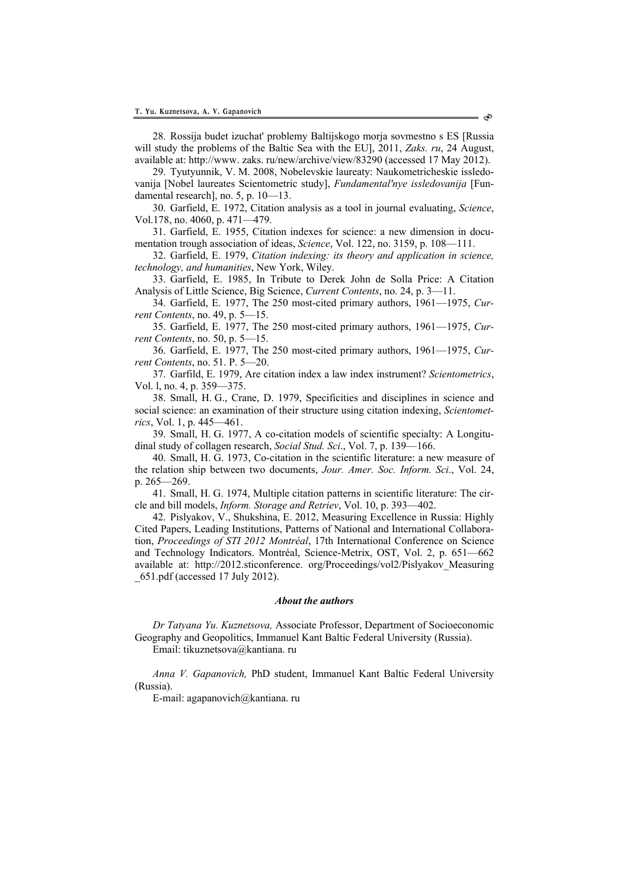28. Rossija budet izuchat' problemy Baltijskogo morja sovmestno s ES [Russia will study the problems of the Baltic Sea with the EU], 2011, *Zaks. ru*, 24 August, available at: http://www. zaks. ru/new/archive/view/83290 (accessed 17 May 2012).

29. Tyutyunnik, V. M. 2008, Nobelevskie laureaty: Naukometricheskie issledovanija [Nobel laureates Scientometric study], *Fundamental'nye issledovanija* [Fundamental research], no. 5, p. 10—13.

30. Garfield, E. 1972, Citation analysis as a tool in journal evaluating, *Science*, Vol.178, no. 4060, p. 471—479.

31. Garfield, E. 1955, Citation indexes for science: a new dimension in documentation trough association of ideas, *Science*, Vol. 122, no. 3159, p. 108—111.

32. Garfield, E. 1979, *Citation indexing: its theory and application in science, technology, and humanities*, New York, Wiley.

33. Garfield, E. 1985, In Tribute to Derek John de Solla Price: A Citation Analysis of Little Science, Big Science, *Current Contents*, no. 24, p. 3—11.

34. Garfield, E. 1977, The 250 most-cited primary authors, 1961—1975, *Current Contents*, no. 49, p. 5—15.

35. Garfield, E. 1977, The 250 most-cited primary authors, 1961—1975, *Current Contents*, no. 50, p. 5—15.

36. Garfield, E. 1977, The 250 most-cited primary authors, 1961—1975, *Current Contents*, no. 51. P. 5—20.

37. Garfild, E. 1979, Are citation index a law index instrument? *Scientometrics*, Vol. l, no. 4, p. 359—375.

38. Small, H. G., Crane, D. 1979, Specificities and disciplines in science and social science: an examination of their structure using citation indexing, *Scientometrics*, Vol. 1, p. 445—461.

39. Small, H. G. 1977, A co-citation models of scientific specialty: A Longitudinal study of collagen research, *Social Stud. Sci*., Vol. 7, p. 139—166.

40. Small, H. G. 1973, Co-citation in the scientific literature: a new measure of the relation ship between two documents, *Jour. Amer. Soc. Inform. Sci*., Vol. 24, p. 265—269.

41. Small, H. G. 1974, Multiple citation patterns in scientific literature: The circle and bill models, *Inform. Storage and Retriev*, Vol. 10, p. 393—402.

42. Pislyakov, V., Shukshina, E. 2012, Measuring Excellence in Russia: Highly Cited Papers, Leading Institutions, Patterns of National and International Collaboration, *Proceedings of STI 2012 Montréal*, 17th International Conference on Science and Technology Indicators. Montréal, Science-Metrix, OST, Vol. 2, p. 651—662 available at: http://2012.sticonference. org/Proceedings/vol2/Pislyakov_Measuring _651.pdf (accessed 17 July 2012).

### *About the authors*

*Dr Tatyana Yu. Kuznetsova,* Associate Professor, Department of Socioeconomic Geography and Geopolitics, Immanuel Kant Baltic Federal University (Russia).

Email: tikuznetsova@kantiana. ru

*Anna V. Gapanovich,* PhD student, Immanuel Kant Baltic Federal University (Russia).

E-mail: agapanovich@kantiana. ru